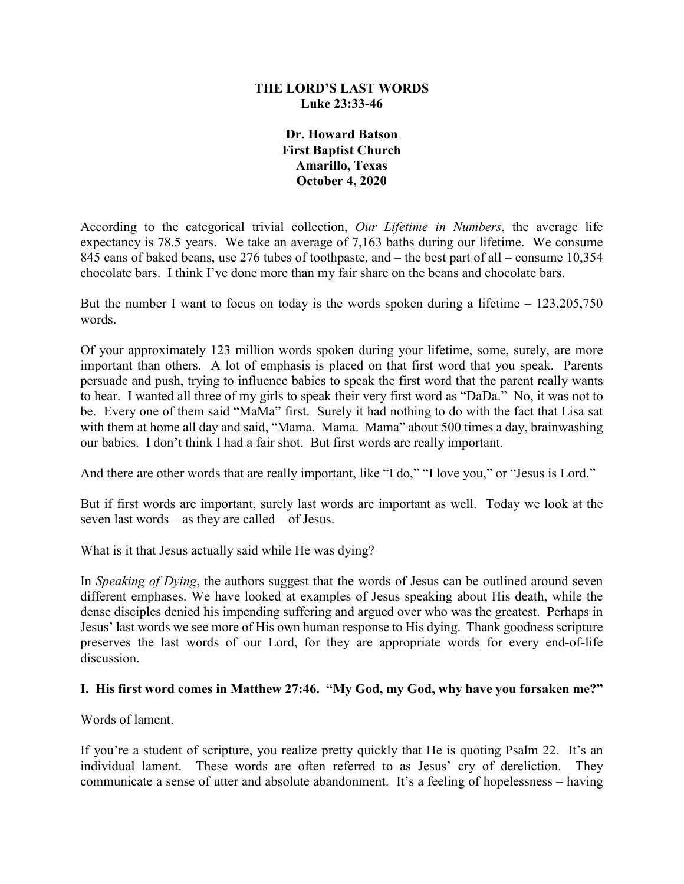**THE LORD'S LAST WORDS**
**Luke 23:33-46**

**Dr. Howard Batson**
**First Baptist Church**
**Amarillo, Texas**
**October 4, 2020**

According to the categorical trivial collection, *Our Lifetime in Numbers*, the average life expectancy is 78.5 years. We take an average of 7,163 baths during our lifetime. We consume 845 cans of baked beans, use 276 tubes of toothpaste, and – the best part of all – consume 10,354 chocolate bars. I think I've done more than my fair share on the beans and chocolate bars.

But the number I want to focus on today is the words spoken during a lifetime – 123,205,750 words.

Of your approximately 123 million words spoken during your lifetime, some, surely, are more important than others. A lot of emphasis is placed on that first word that you speak. Parents persuade and push, trying to influence babies to speak the first word that the parent really wants to hear. I wanted all three of my girls to speak their very first word as "DaDa." No, it was not to be. Every one of them said "MaMa" first. Surely it had nothing to do with the fact that Lisa sat with them at home all day and said, "Mama. Mama. Mama" about 500 times a day, brainwashing our babies. I don't think I had a fair shot. But first words are really important.

And there are other words that are really important, like "I do," "I love you," or "Jesus is Lord."

But if first words are important, surely last words are important as well. Today we look at the seven last words – as they are called – of Jesus.

What is it that Jesus actually said while He was dying?

In *Speaking of Dying*, the authors suggest that the words of Jesus can be outlined around seven different emphases. We have looked at examples of Jesus speaking about His death, while the dense disciples denied his impending suffering and argued over who was the greatest. Perhaps in Jesus' last words we see more of His own human response to His dying. Thank goodness scripture preserves the last words of our Lord, for they are appropriate words for every end-of-life discussion.

**I. His first word comes in Matthew 27:46. "My God, my God, why have you forsaken me?"**

Words of lament.

If you're a student of scripture, you realize pretty quickly that He is quoting Psalm 22. It's an individual lament. These words are often referred to as Jesus' cry of dereliction. They communicate a sense of utter and absolute abandonment. It's a feeling of hopelessness – having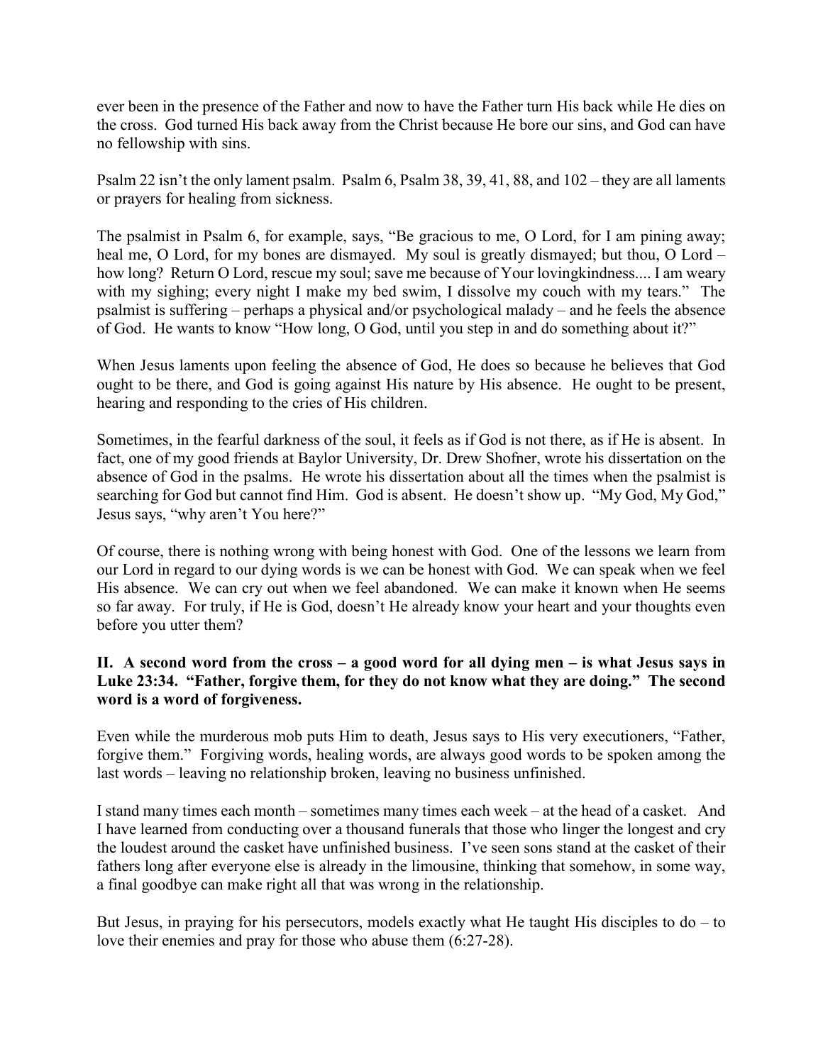ever been in the presence of the Father and now to have the Father turn His back while He dies on the cross. God turned His back away from the Christ because He bore our sins, and God can have no fellowship with sins.

Psalm 22 isn't the only lament psalm. Psalm 6, Psalm 38, 39, 41, 88, and 102 – they are all laments or prayers for healing from sickness.

The psalmist in Psalm 6, for example, says, "Be gracious to me, O Lord, for I am pining away; heal me, O Lord, for my bones are dismayed. My soul is greatly dismayed; but thou, O Lord – how long? Return O Lord, rescue my soul; save me because of Your lovingkindness.... I am weary with my sighing; every night I make my bed swim, I dissolve my couch with my tears." The psalmist is suffering – perhaps a physical and/or psychological malady – and he feels the absence of God. He wants to know "How long, O God, until you step in and do something about it?"

When Jesus laments upon feeling the absence of God, He does so because he believes that God ought to be there, and God is going against His nature by His absence. He ought to be present, hearing and responding to the cries of His children.

Sometimes, in the fearful darkness of the soul, it feels as if God is not there, as if He is absent. In fact, one of my good friends at Baylor University, Dr. Drew Shofner, wrote his dissertation on the absence of God in the psalms. He wrote his dissertation about all the times when the psalmist is searching for God but cannot find Him. God is absent. He doesn't show up. "My God, My God," Jesus says, "why aren't You here?"

Of course, there is nothing wrong with being honest with God. One of the lessons we learn from our Lord in regard to our dying words is we can be honest with God. We can speak when we feel His absence. We can cry out when we feel abandoned. We can make it known when He seems so far away. For truly, if He is God, doesn't He already know your heart and your thoughts even before you utter them?

**II. A second word from the cross – a good word for all dying men – is what Jesus says in Luke 23:34. "Father, forgive them, for they do not know what they are doing." The second word is a word of forgiveness.**

Even while the murderous mob puts Him to death, Jesus says to His very executioners, "Father, forgive them." Forgiving words, healing words, are always good words to be spoken among the last words – leaving no relationship broken, leaving no business unfinished.

I stand many times each month – sometimes many times each week – at the head of a casket. And I have learned from conducting over a thousand funerals that those who linger the longest and cry the loudest around the casket have unfinished business. I've seen sons stand at the casket of their fathers long after everyone else is already in the limousine, thinking that somehow, in some way, a final goodbye can make right all that was wrong in the relationship.

But Jesus, in praying for his persecutors, models exactly what He taught His disciples to do – to love their enemies and pray for those who abuse them (6:27-28).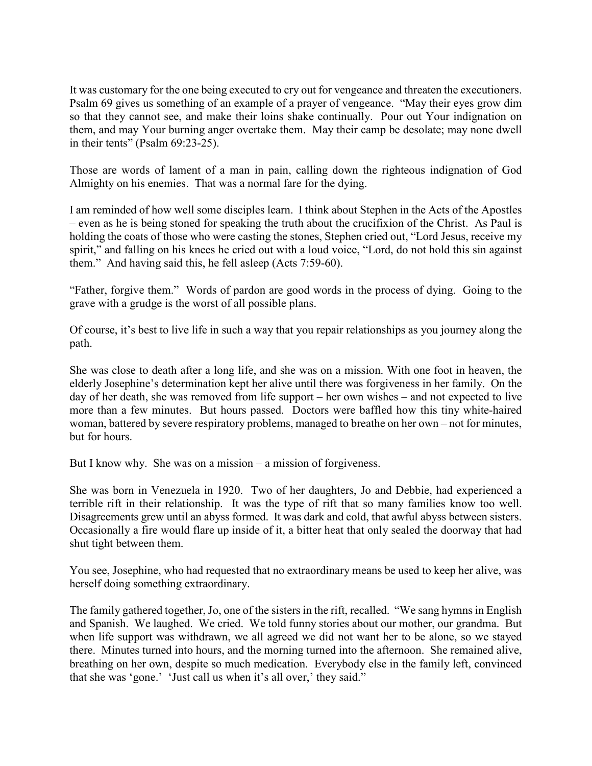It was customary for the one being executed to cry out for vengeance and threaten the executioners. Psalm 69 gives us something of an example of a prayer of vengeance. "May their eyes grow dim so that they cannot see, and make their loins shake continually. Pour out Your indignation on them, and may Your burning anger overtake them. May their camp be desolate; may none dwell in their tents" (Psalm 69:23-25).

Those are words of lament of a man in pain, calling down the righteous indignation of God Almighty on his enemies. That was a normal fare for the dying.

I am reminded of how well some disciples learn. I think about Stephen in the Acts of the Apostles – even as he is being stoned for speaking the truth about the crucifixion of the Christ. As Paul is holding the coats of those who were casting the stones, Stephen cried out, "Lord Jesus, receive my spirit," and falling on his knees he cried out with a loud voice, "Lord, do not hold this sin against them." And having said this, he fell asleep (Acts 7:59-60).

"Father, forgive them." Words of pardon are good words in the process of dying. Going to the grave with a grudge is the worst of all possible plans.

Of course, it's best to live life in such a way that you repair relationships as you journey along the path.

She was close to death after a long life, and she was on a mission. With one foot in heaven, the elderly Josephine's determination kept her alive until there was forgiveness in her family. On the day of her death, she was removed from life support – her own wishes – and not expected to live more than a few minutes. But hours passed. Doctors were baffled how this tiny white-haired woman, battered by severe respiratory problems, managed to breathe on her own – not for minutes, but for hours.

But I know why. She was on a mission – a mission of forgiveness.

She was born in Venezuela in 1920. Two of her daughters, Jo and Debbie, had experienced a terrible rift in their relationship. It was the type of rift that so many families know too well. Disagreements grew until an abyss formed. It was dark and cold, that awful abyss between sisters. Occasionally a fire would flare up inside of it, a bitter heat that only sealed the doorway that had shut tight between them.

You see, Josephine, who had requested that no extraordinary means be used to keep her alive, was herself doing something extraordinary.

The family gathered together, Jo, one of the sisters in the rift, recalled. "We sang hymns in English and Spanish. We laughed. We cried. We told funny stories about our mother, our grandma. But when life support was withdrawn, we all agreed we did not want her to be alone, so we stayed there. Minutes turned into hours, and the morning turned into the afternoon. She remained alive, breathing on her own, despite so much medication. Everybody else in the family left, convinced that she was 'gone.' 'Just call us when it's all over,' they said."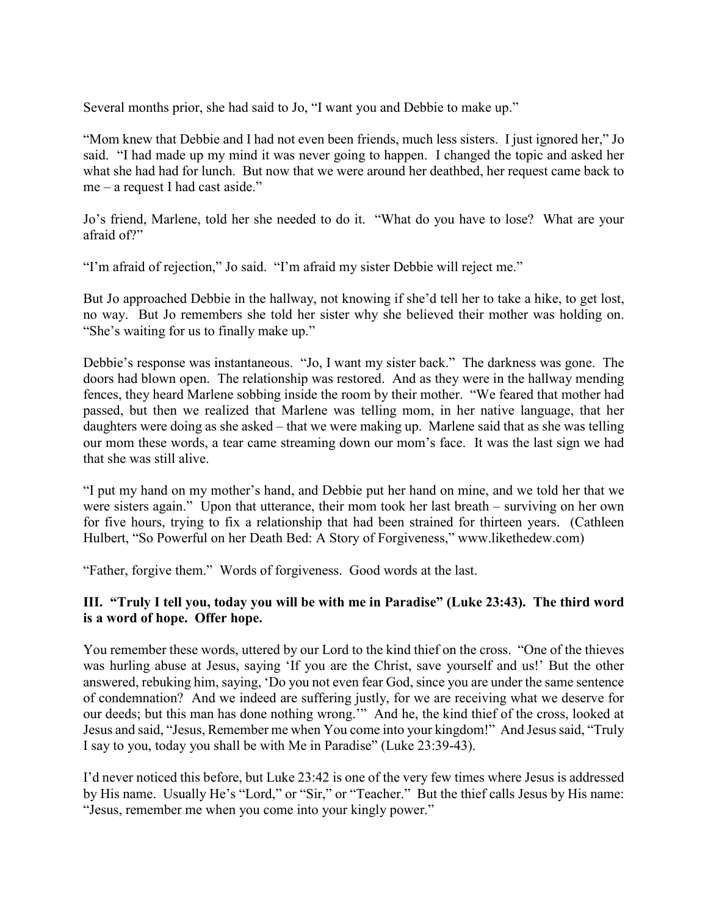Several months prior, she had said to Jo, “I want you and Debbie to make up.”

“Mom knew that Debbie and I had not even been friends, much less sisters. I just ignored her,” Jo said. “I had made up my mind it was never going to happen. I changed the topic and asked her what she had had for lunch. But now that we were around her deathbed, her request came back to me – a request I had cast aside.”

Jo’s friend, Marlene, told her she needed to do it. “What do you have to lose? What are your afraid of?”

“I’m afraid of rejection,” Jo said. “I’m afraid my sister Debbie will reject me.”

But Jo approached Debbie in the hallway, not knowing if she’d tell her to take a hike, to get lost, no way. But Jo remembers she told her sister why she believed their mother was holding on. “She’s waiting for us to finally make up.”

Debbie’s response was instantaneous. “Jo, I want my sister back.” The darkness was gone. The doors had blown open. The relationship was restored. And as they were in the hallway mending fences, they heard Marlene sobbing inside the room by their mother. “We feared that mother had passed, but then we realized that Marlene was telling mom, in her native language, that her daughters were doing as she asked – that we were making up. Marlene said that as she was telling our mom these words, a tear came streaming down our mom’s face. It was the last sign we had that she was still alive.

“I put my hand on my mother’s hand, and Debbie put her hand on mine, and we told her that we were sisters again.” Upon that utterance, their mom took her last breath – surviving on her own for five hours, trying to fix a relationship that had been strained for thirteen years. (Cathleen Hulbert, “So Powerful on her Death Bed: A Story of Forgiveness,” www.likethedew.com)

“Father, forgive them.” Words of forgiveness. Good words at the last.

**III. “Truly I tell you, today you will be with me in Paradise” (Luke 23:43). The third word is a word of hope. Offer hope.**

You remember these words, uttered by our Lord to the kind thief on the cross. “One of the thieves was hurling abuse at Jesus, saying ‘If you are the Christ, save yourself and us!’ But the other answered, rebuking him, saying, ‘Do you not even fear God, since you are under the same sentence of condemnation? And we indeed are suffering justly, for we are receiving what we deserve for our deeds; but this man has done nothing wrong.’” And he, the kind thief of the cross, looked at Jesus and said, “Jesus, Remember me when You come into your kingdom!” And Jesus said, “Truly I say to you, today you shall be with Me in Paradise” (Luke 23:39-43).

I’d never noticed this before, but Luke 23:42 is one of the very few times where Jesus is addressed by His name. Usually He’s “Lord,” or “Sir,” or “Teacher.” But the thief calls Jesus by His name: “Jesus, remember me when you come into your kingly power.”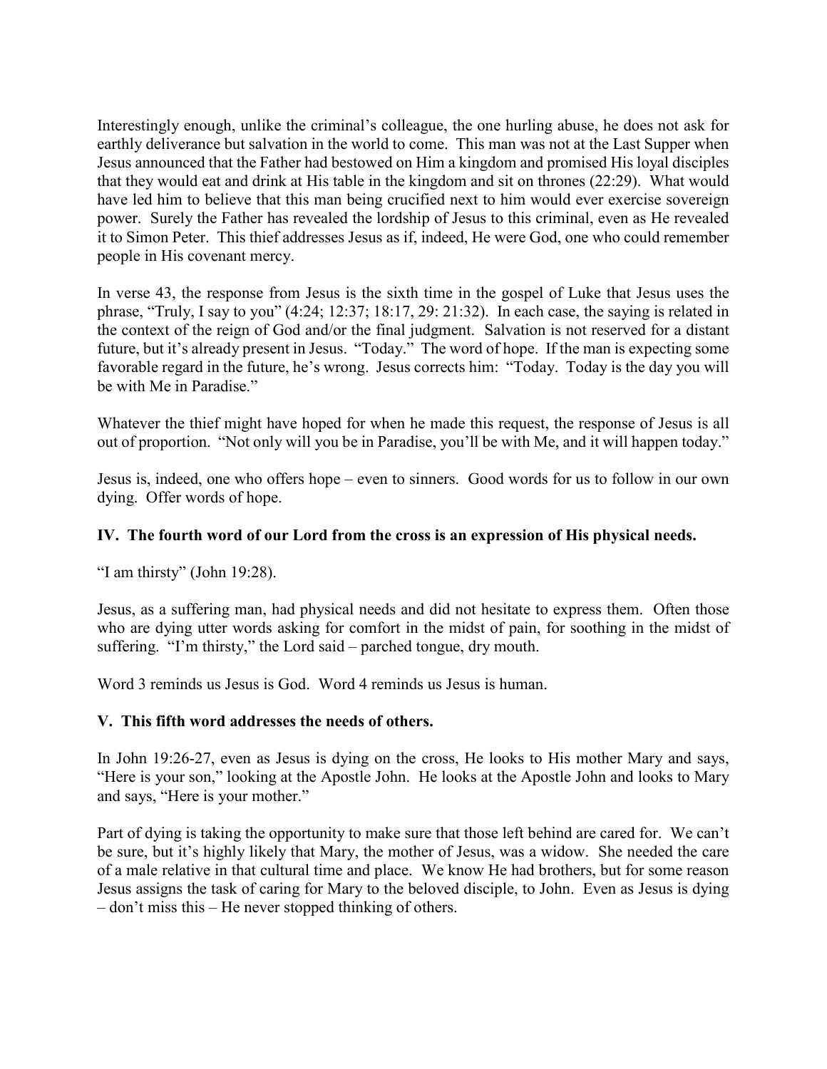Interestingly enough, unlike the criminal's colleague, the one hurling abuse, he does not ask for earthly deliverance but salvation in the world to come. This man was not at the Last Supper when Jesus announced that the Father had bestowed on Him a kingdom and promised His loyal disciples that they would eat and drink at His table in the kingdom and sit on thrones (22:29). What would have led him to believe that this man being crucified next to him would ever exercise sovereign power. Surely the Father has revealed the lordship of Jesus to this criminal, even as He revealed it to Simon Peter. This thief addresses Jesus as if, indeed, He were God, one who could remember people in His covenant mercy.

In verse 43, the response from Jesus is the sixth time in the gospel of Luke that Jesus uses the phrase, "Truly, I say to you" (4:24; 12:37; 18:17, 29: 21:32). In each case, the saying is related in the context of the reign of God and/or the final judgment. Salvation is not reserved for a distant future, but it's already present in Jesus. "Today." The word of hope. If the man is expecting some favorable regard in the future, he's wrong. Jesus corrects him: "Today. Today is the day you will be with Me in Paradise."

Whatever the thief might have hoped for when he made this request, the response of Jesus is all out of proportion. "Not only will you be in Paradise, you'll be with Me, and it will happen today."

Jesus is, indeed, one who offers hope – even to sinners. Good words for us to follow in our own dying. Offer words of hope.

### IV. The fourth word of our Lord from the cross is an expression of His physical needs.

"I am thirsty" (John 19:28).

Jesus, as a suffering man, had physical needs and did not hesitate to express them. Often those who are dying utter words asking for comfort in the midst of pain, for soothing in the midst of suffering. "I'm thirsty," the Lord said – parched tongue, dry mouth.

Word 3 reminds us Jesus is God. Word 4 reminds us Jesus is human.

### V. This fifth word addresses the needs of others.

In John 19:26-27, even as Jesus is dying on the cross, He looks to His mother Mary and says, "Here is your son," looking at the Apostle John. He looks at the Apostle John and looks to Mary and says, "Here is your mother."

Part of dying is taking the opportunity to make sure that those left behind are cared for. We can't be sure, but it's highly likely that Mary, the mother of Jesus, was a widow. She needed the care of a male relative in that cultural time and place. We know He had brothers, but for some reason Jesus assigns the task of caring for Mary to the beloved disciple, to John. Even as Jesus is dying – don't miss this – He never stopped thinking of others.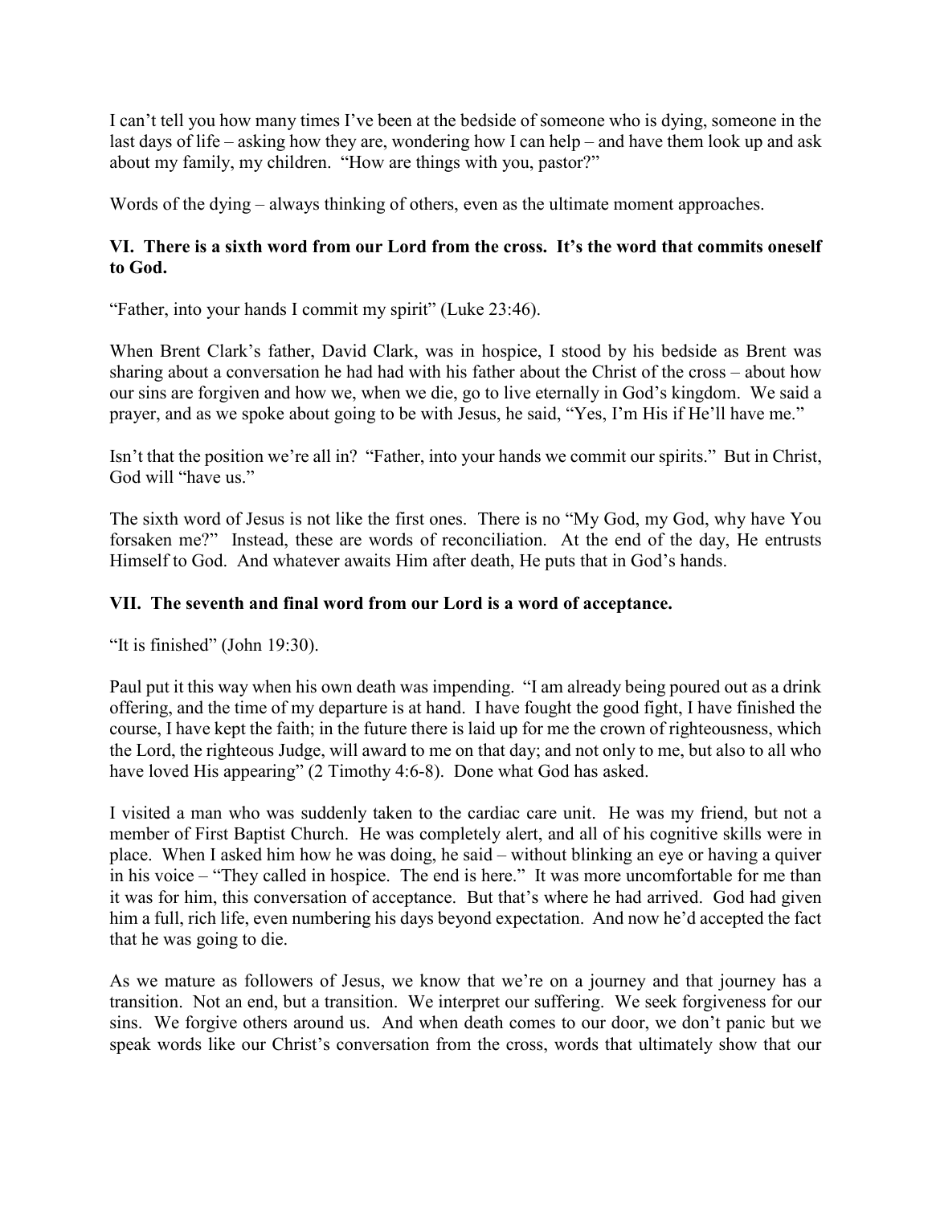I can't tell you how many times I've been at the bedside of someone who is dying, someone in the last days of life – asking how they are, wondering how I can help – and have them look up and ask about my family, my children. "How are things with you, pastor?"

Words of the dying – always thinking of others, even as the ultimate moment approaches.

**VI. There is a sixth word from our Lord from the cross. It's the word that commits oneself to God.**

"Father, into your hands I commit my spirit" (Luke 23:46).

When Brent Clark's father, David Clark, was in hospice, I stood by his bedside as Brent was sharing about a conversation he had had with his father about the Christ of the cross – about how our sins are forgiven and how we, when we die, go to live eternally in God's kingdom. We said a prayer, and as we spoke about going to be with Jesus, he said, "Yes, I'm His if He'll have me."

Isn't that the position we're all in? "Father, into your hands we commit our spirits." But in Christ, God will "have us."

The sixth word of Jesus is not like the first ones. There is no "My God, my God, why have You forsaken me?" Instead, these are words of reconciliation. At the end of the day, He entrusts Himself to God. And whatever awaits Him after death, He puts that in God's hands.

**VII. The seventh and final word from our Lord is a word of acceptance.**

"It is finished" (John 19:30).

Paul put it this way when his own death was impending. "I am already being poured out as a drink offering, and the time of my departure is at hand. I have fought the good fight, I have finished the course, I have kept the faith; in the future there is laid up for me the crown of righteousness, which the Lord, the righteous Judge, will award to me on that day; and not only to me, but also to all who have loved His appearing" (2 Timothy 4:6-8). Done what God has asked.

I visited a man who was suddenly taken to the cardiac care unit. He was my friend, but not a member of First Baptist Church. He was completely alert, and all of his cognitive skills were in place. When I asked him how he was doing, he said – without blinking an eye or having a quiver in his voice – "They called in hospice. The end is here." It was more uncomfortable for me than it was for him, this conversation of acceptance. But that's where he had arrived. God had given him a full, rich life, even numbering his days beyond expectation. And now he'd accepted the fact that he was going to die.

As we mature as followers of Jesus, we know that we're on a journey and that journey has a transition. Not an end, but a transition. We interpret our suffering. We seek forgiveness for our sins. We forgive others around us. And when death comes to our door, we don't panic but we speak words like our Christ's conversation from the cross, words that ultimately show that our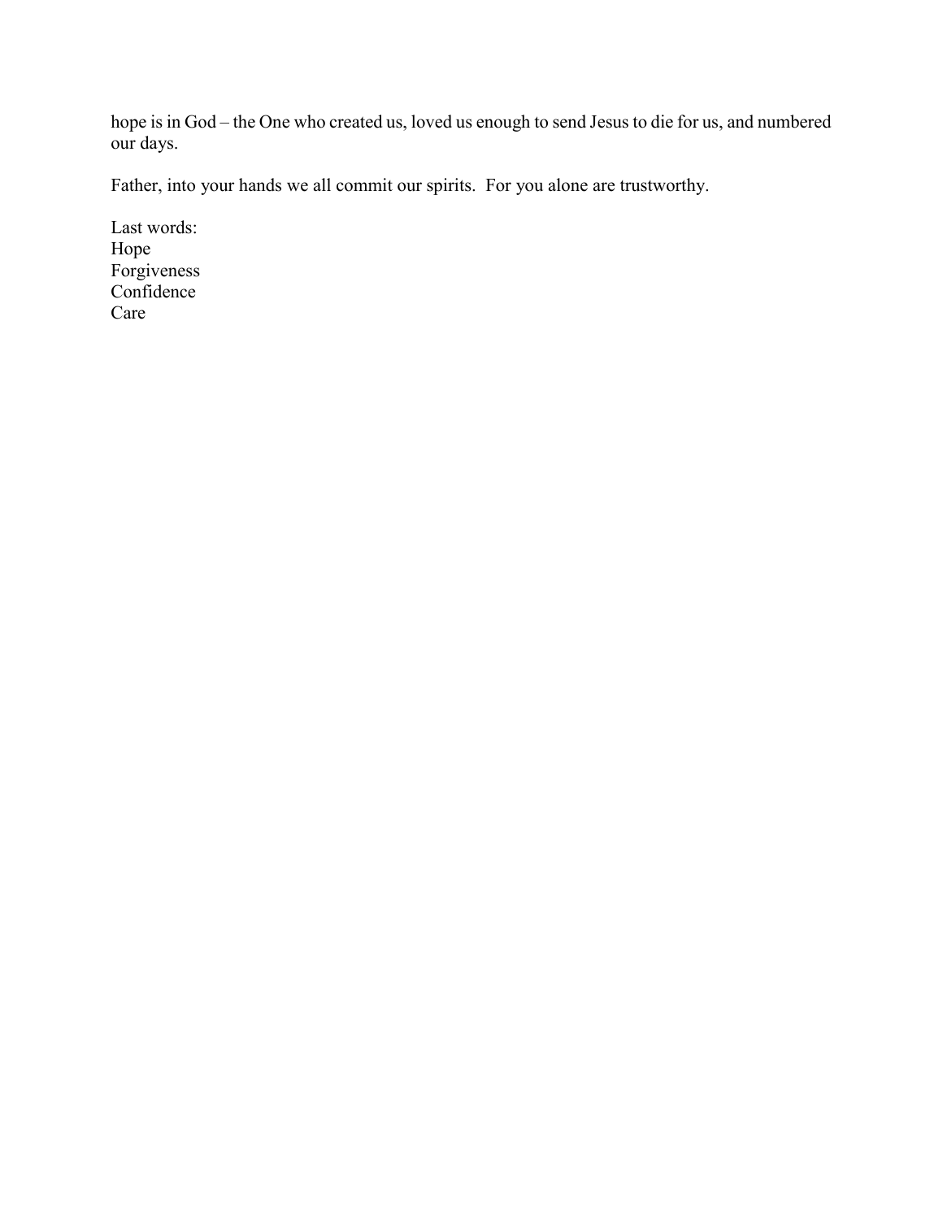hope is in God – the One who created us, loved us enough to send Jesus to die for us, and numbered our days.

Father, into your hands we all commit our spirits.  For you alone are trustworthy.

Last words:  
Hope  
Forgiveness  
Confidence  
Care